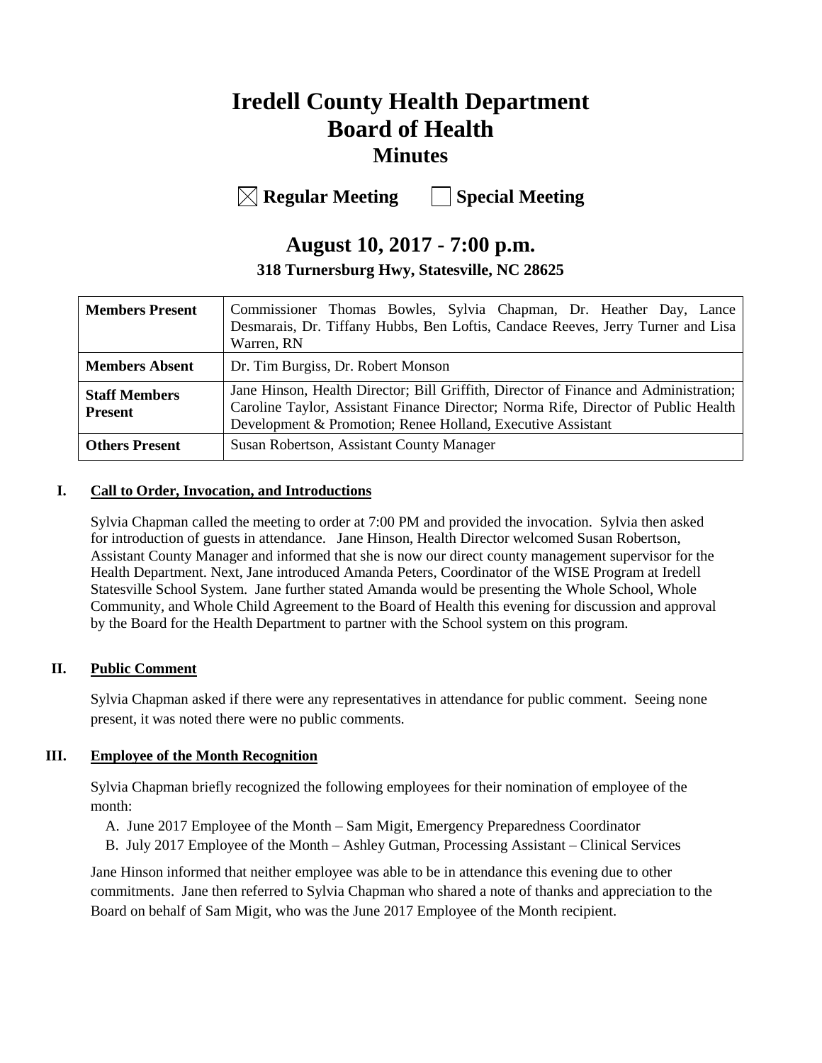# Iredell County Health Department
# Board of Health
## Minutes

☒ **Regular Meeting** ☐ **Special Meeting**

## August 10, 2017 - 7:00 p.m.

### 318 Turnersburg Hwy, Statesville, NC 28625

| | |
|---|---|
| **Members Present** | Commissioner Thomas Bowles, Sylvia Chapman, Dr. Heather Day, Lance Desmarais, Dr. Tiffany Hubbs, Ben Loftis, Candace Reeves, Jerry Turner and Lisa Warren, RN |
| **Members Absent** | Dr. Tim Burgiss, Dr. Robert Monson |
| **Staff Members Present** | Jane Hinson, Health Director; Bill Griffith, Director of Finance and Administration; Caroline Taylor, Assistant Finance Director; Norma Rife, Director of Public Health Development & Promotion; Renee Holland, Executive Assistant |
| **Others Present** | Susan Robertson, Assistant County Manager |

**I. Call to Order, Invocation, and Introductions**

Sylvia Chapman called the meeting to order at 7:00 PM and provided the invocation. Sylvia then asked for introduction of guests in attendance. Jane Hinson, Health Director welcomed Susan Robertson, Assistant County Manager and informed that she is now our direct county management supervisor for the Health Department. Next, Jane introduced Amanda Peters, Coordinator of the WISE Program at Iredell Statesville School System. Jane further stated Amanda would be presenting the Whole School, Whole Community, and Whole Child Agreement to the Board of Health this evening for discussion and approval by the Board for the Health Department to partner with the School system on this program.

**II. Public Comment**

Sylvia Chapman asked if there were any representatives in attendance for public comment. Seeing none present, it was noted there were no public comments.

**III. Employee of the Month Recognition**

Sylvia Chapman briefly recognized the following employees for their nomination of employee of the month:

A. June 2017 Employee of the Month – Sam Migit, Emergency Preparedness Coordinator
B. July 2017 Employee of the Month – Ashley Gutman, Processing Assistant – Clinical Services

Jane Hinson informed that neither employee was able to be in attendance this evening due to other commitments. Jane then referred to Sylvia Chapman who shared a note of thanks and appreciation to the Board on behalf of Sam Migit, who was the June 2017 Employee of the Month recipient.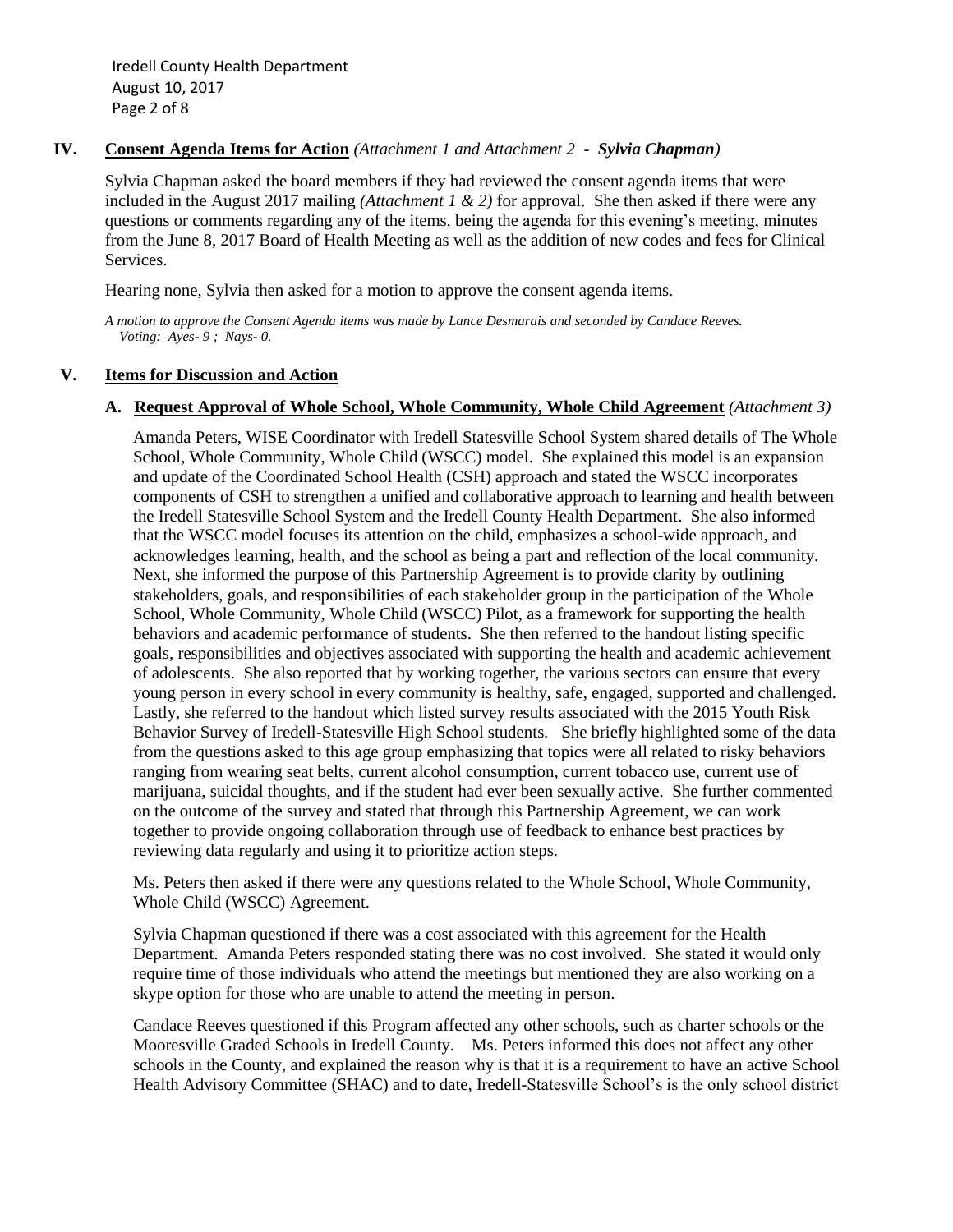## IV. Consent Agenda Items for Action *(Attachment 1 and Attachment 2 - **Sylvia Chapman**)*

Sylvia Chapman asked the board members if they had reviewed the consent agenda items that were included in the August 2017 mailing *(Attachment 1 & 2)* for approval. She then asked if there were any questions or comments regarding any of the items, being the agenda for this evening's meeting, minutes from the June 8, 2017 Board of Health Meeting as well as the addition of new codes and fees for Clinical Services.

Hearing none, Sylvia then asked for a motion to approve the consent agenda items.

*A motion to approve the Consent Agenda items was made by Lance Desmarais and seconded by Candace Reeves. Voting: Ayes- 9 ; Nays- 0.*

## V. Items for Discussion and Action

### A. Request Approval of Whole School, Whole Community, Whole Child Agreement *(Attachment 3)*

Amanda Peters, WISE Coordinator with Iredell Statesville School System shared details of The Whole School, Whole Community, Whole Child (WSCC) model. She explained this model is an expansion and update of the Coordinated School Health (CSH) approach and stated the WSCC incorporates components of CSH to strengthen a unified and collaborative approach to learning and health between the Iredell Statesville School System and the Iredell County Health Department. She also informed that the WSCC model focuses its attention on the child, emphasizes a school-wide approach, and acknowledges learning, health, and the school as being a part and reflection of the local community. Next, she informed the purpose of this Partnership Agreement is to provide clarity by outlining stakeholders, goals, and responsibilities of each stakeholder group in the participation of the Whole School, Whole Community, Whole Child (WSCC) Pilot, as a framework for supporting the health behaviors and academic performance of students. She then referred to the handout listing specific goals, responsibilities and objectives associated with supporting the health and academic achievement of adolescents. She also reported that by working together, the various sectors can ensure that every young person in every school in every community is healthy, safe, engaged, supported and challenged. Lastly, she referred to the handout which listed survey results associated with the 2015 Youth Risk Behavior Survey of Iredell-Statesville High School students. She briefly highlighted some of the data from the questions asked to this age group emphasizing that topics were all related to risky behaviors ranging from wearing seat belts, current alcohol consumption, current tobacco use, current use of marijuana, suicidal thoughts, and if the student had ever been sexually active. She further commented on the outcome of the survey and stated that through this Partnership Agreement, we can work together to provide ongoing collaboration through use of feedback to enhance best practices by reviewing data regularly and using it to prioritize action steps.

Ms. Peters then asked if there were any questions related to the Whole School, Whole Community, Whole Child (WSCC) Agreement.

Sylvia Chapman questioned if there was a cost associated with this agreement for the Health Department. Amanda Peters responded stating there was no cost involved. She stated it would only require time of those individuals who attend the meetings but mentioned they are also working on a skype option for those who are unable to attend the meeting in person.

Candace Reeves questioned if this Program affected any other schools, such as charter schools or the Mooresville Graded Schools in Iredell County. Ms. Peters informed this does not affect any other schools in the County, and explained the reason why is that it is a requirement to have an active School Health Advisory Committee (SHAC) and to date, Iredell-Statesville School's is the only school district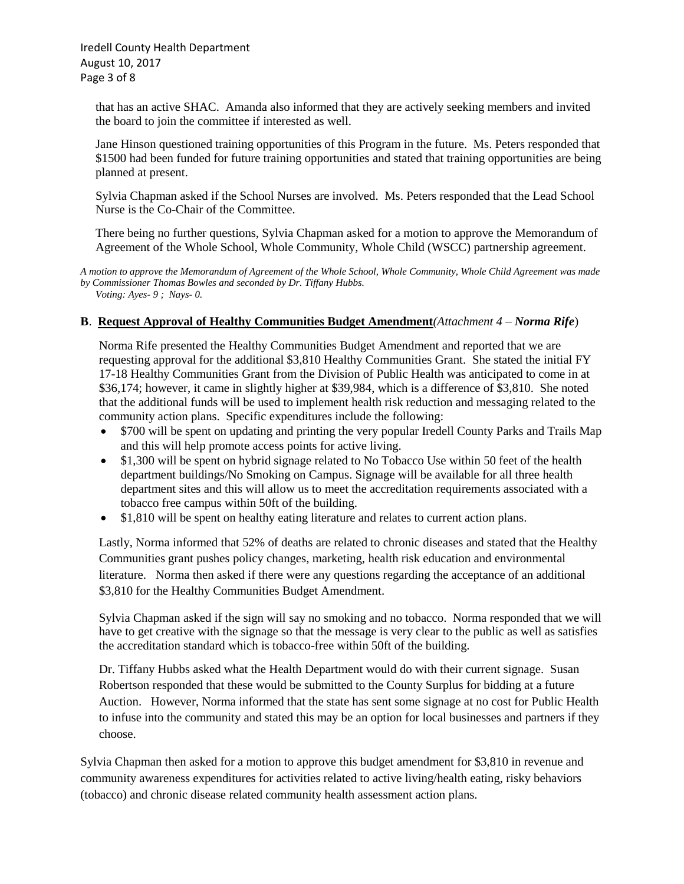that has an active SHAC. Amanda also informed that they are actively seeking members and invited the board to join the committee if interested as well.

Jane Hinson questioned training opportunities of this Program in the future. Ms. Peters responded that $1500 had been funded for future training opportunities and stated that training opportunities are being planned at present.

Sylvia Chapman asked if the School Nurses are involved. Ms. Peters responded that the Lead School Nurse is the Co-Chair of the Committee.

There being no further questions, Sylvia Chapman asked for a motion to approve the Memorandum of Agreement of the Whole School, Whole Community, Whole Child (WSCC) partnership agreement.

*A motion to approve the Memorandum of Agreement of the Whole School, Whole Community, Whole Child Agreement was made by Commissioner Thomas Bowles and seconded by Dr. Tiffany Hubbs.*
*Voting: Ayes- 9 ; Nays- 0.*

**B**. **Request Approval of Healthy Communities Budget Amendment**(*Attachment 4 – **Norma Rife***)

Norma Rife presented the Healthy Communities Budget Amendment and reported that we are requesting approval for the additional $3,810 Healthy Communities Grant. She stated the initial FY 17-18 Healthy Communities Grant from the Division of Public Health was anticipated to come in at $36,174; however, it came in slightly higher at $39,984, which is a difference of $3,810. She noted that the additional funds will be used to implement health risk reduction and messaging related to the community action plans. Specific expenditures include the following:

- $700 will be spent on updating and printing the very popular Iredell County Parks and Trails Map and this will help promote access points for active living.
- $1,300 will be spent on hybrid signage related to No Tobacco Use within 50 feet of the health department buildings/No Smoking on Campus. Signage will be available for all three health department sites and this will allow us to meet the accreditation requirements associated with a tobacco free campus within 50ft of the building.
- $1,810 will be spent on healthy eating literature and relates to current action plans.

Lastly, Norma informed that 52% of deaths are related to chronic diseases and stated that the Healthy Communities grant pushes policy changes, marketing, health risk education and environmental literature. Norma then asked if there were any questions regarding the acceptance of an additional $3,810 for the Healthy Communities Budget Amendment.

Sylvia Chapman asked if the sign will say no smoking and no tobacco. Norma responded that we will have to get creative with the signage so that the message is very clear to the public as well as satisfies the accreditation standard which is tobacco-free within 50ft of the building.

Dr. Tiffany Hubbs asked what the Health Department would do with their current signage. Susan Robertson responded that these would be submitted to the County Surplus for bidding at a future Auction. However, Norma informed that the state has sent some signage at no cost for Public Health to infuse into the community and stated this may be an option for local businesses and partners if they choose.

Sylvia Chapman then asked for a motion to approve this budget amendment for $3,810 in revenue and community awareness expenditures for activities related to active living/health eating, risky behaviors (tobacco) and chronic disease related community health assessment action plans.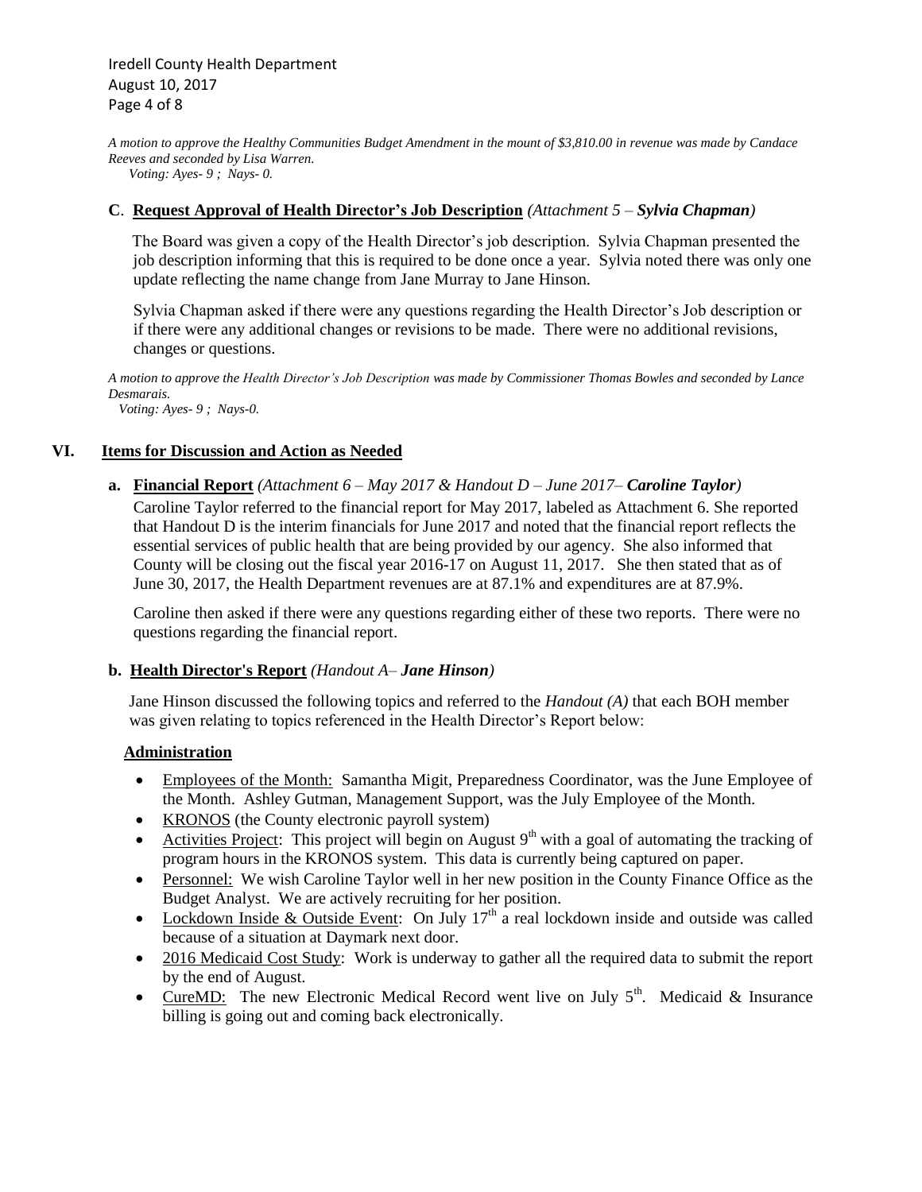*A motion to approve the Healthy Communities Budget Amendment in the mount of $3,810.00 in revenue was made by Candace Reeves and seconded by Lisa Warren.*
*Voting: Ayes- 9 ; Nays- 0.*

**C. Request Approval of Health Director's Job Description** *(Attachment 5 – **Sylvia Chapman**)*

The Board was given a copy of the Health Director's job description. Sylvia Chapman presented the job description informing that this is required to be done once a year. Sylvia noted there was only one update reflecting the name change from Jane Murray to Jane Hinson.

Sylvia Chapman asked if there were any questions regarding the Health Director's Job description or if there were any additional changes or revisions to be made. There were no additional revisions, changes or questions.

*A motion to approve the Health Director's Job Description was made by Commissioner Thomas Bowles and seconded by Lance Desmarais.*
*Voting: Ayes- 9 ; Nays-0.*

## VI. Items for Discussion and Action as Needed

**a. Financial Report** *(Attachment 6 – May 2017 & Handout D – June 2017– **Caroline Taylor**)*

Caroline Taylor referred to the financial report for May 2017, labeled as Attachment 6. She reported that Handout D is the interim financials for June 2017 and noted that the financial report reflects the essential services of public health that are being provided by our agency. She also informed that County will be closing out the fiscal year 2016-17 on August 11, 2017. She then stated that as of June 30, 2017, the Health Department revenues are at 87.1% and expenditures are at 87.9%.

Caroline then asked if there were any questions regarding either of these two reports. There were no questions regarding the financial report.

**b. Health Director's Report** *(Handout A– **Jane Hinson**)*

Jane Hinson discussed the following topics and referred to the *Handout (A)* that each BOH member was given relating to topics referenced in the Health Director's Report below:

**Administration**

- Employees of the Month: Samantha Migit, Preparedness Coordinator, was the June Employee of the Month. Ashley Gutman, Management Support, was the July Employee of the Month.
- KRONOS (the County electronic payroll system)
- Activities Project: This project will begin on August 9th with a goal of automating the tracking of program hours in the KRONOS system. This data is currently being captured on paper.
- Personnel: We wish Caroline Taylor well in her new position in the County Finance Office as the Budget Analyst. We are actively recruiting for her position.
- Lockdown Inside & Outside Event: On July 17th a real lockdown inside and outside was called because of a situation at Daymark next door.
- 2016 Medicaid Cost Study: Work is underway to gather all the required data to submit the report by the end of August.
- CureMD: The new Electronic Medical Record went live on July 5th. Medicaid & Insurance billing is going out and coming back electronically.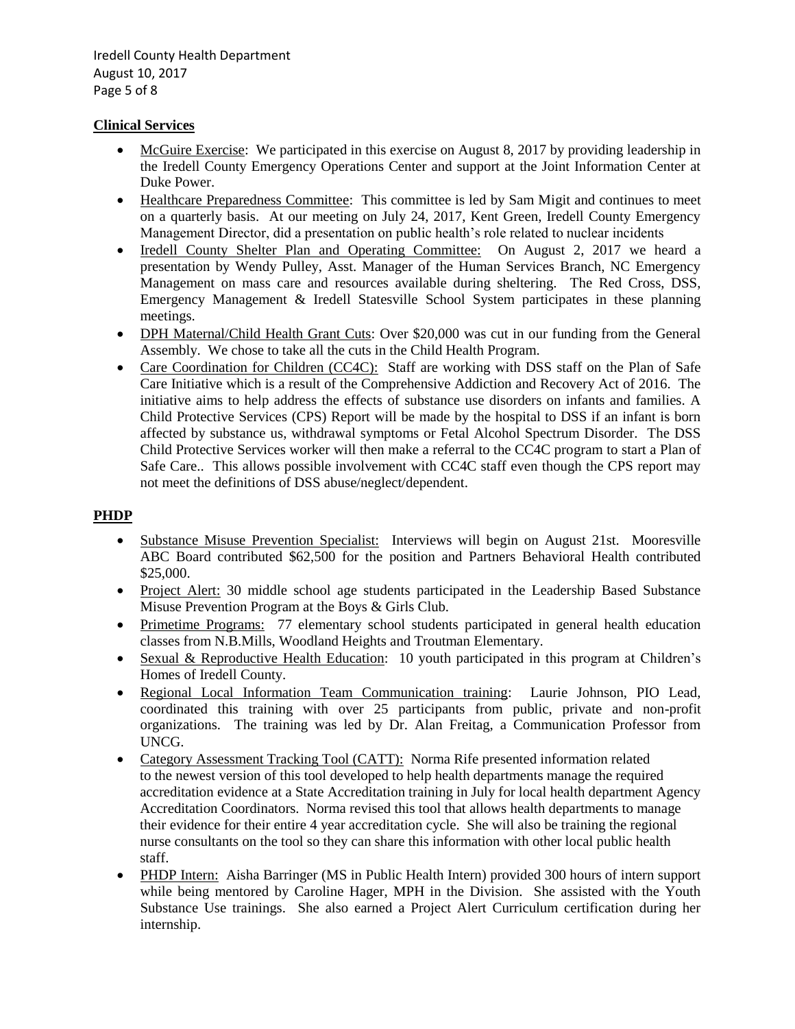## Clinical Services

- McGuire Exercise: We participated in this exercise on August 8, 2017 by providing leadership in the Iredell County Emergency Operations Center and support at the Joint Information Center at Duke Power.
- Healthcare Preparedness Committee: This committee is led by Sam Migit and continues to meet on a quarterly basis. At our meeting on July 24, 2017, Kent Green, Iredell County Emergency Management Director, did a presentation on public health's role related to nuclear incidents
- Iredell County Shelter Plan and Operating Committee: On August 2, 2017 we heard a presentation by Wendy Pulley, Asst. Manager of the Human Services Branch, NC Emergency Management on mass care and resources available during sheltering. The Red Cross, DSS, Emergency Management & Iredell Statesville School System participates in these planning meetings.
- DPH Maternal/Child Health Grant Cuts: Over $20,000 was cut in our funding from the General Assembly. We chose to take all the cuts in the Child Health Program.
- Care Coordination for Children (CC4C): Staff are working with DSS staff on the Plan of Safe Care Initiative which is a result of the Comprehensive Addiction and Recovery Act of 2016. The initiative aims to help address the effects of substance use disorders on infants and families. A Child Protective Services (CPS) Report will be made by the hospital to DSS if an infant is born affected by substance us, withdrawal symptoms or Fetal Alcohol Spectrum Disorder. The DSS Child Protective Services worker will then make a referral to the CC4C program to start a Plan of Safe Care.. This allows possible involvement with CC4C staff even though the CPS report may not meet the definitions of DSS abuse/neglect/dependent.

## PHDP

- Substance Misuse Prevention Specialist: Interviews will begin on August 21st. Mooresville ABC Board contributed $62,500 for the position and Partners Behavioral Health contributed $25,000.
- Project Alert: 30 middle school age students participated in the Leadership Based Substance Misuse Prevention Program at the Boys & Girls Club.
- Primetime Programs: 77 elementary school students participated in general health education classes from N.B.Mills, Woodland Heights and Troutman Elementary.
- Sexual & Reproductive Health Education: 10 youth participated in this program at Children's Homes of Iredell County.
- Regional Local Information Team Communication training: Laurie Johnson, PIO Lead, coordinated this training with over 25 participants from public, private and non-profit organizations. The training was led by Dr. Alan Freitag, a Communication Professor from UNCG.
- Category Assessment Tracking Tool (CATT): Norma Rife presented information related to the newest version of this tool developed to help health departments manage the required accreditation evidence at a State Accreditation training in July for local health department Agency Accreditation Coordinators. Norma revised this tool that allows health departments to manage their evidence for their entire 4 year accreditation cycle. She will also be training the regional nurse consultants on the tool so they can share this information with other local public health staff.
- PHDP Intern: Aisha Barringer (MS in Public Health Intern) provided 300 hours of intern support while being mentored by Caroline Hager, MPH in the Division. She assisted with the Youth Substance Use trainings. She also earned a Project Alert Curriculum certification during her internship.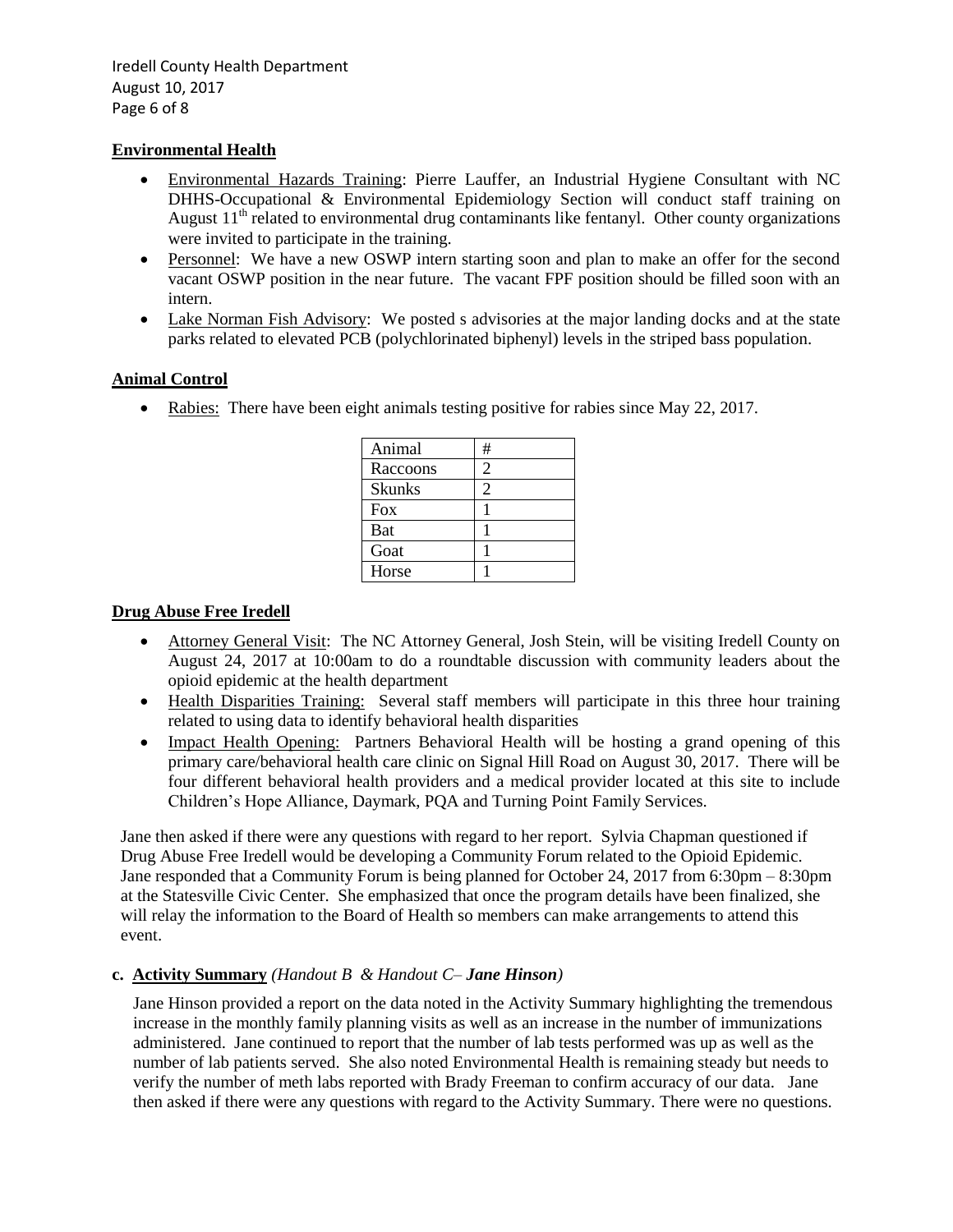**Environmental Health**

- Environmental Hazards Training: Pierre Lauffer, an Industrial Hygiene Consultant with NC DHHS-Occupational & Environmental Epidemiology Section will conduct staff training on August 11th related to environmental drug contaminants like fentanyl. Other county organizations were invited to participate in the training.
- Personnel: We have a new OSWP intern starting soon and plan to make an offer for the second vacant OSWP position in the near future. The vacant FPF position should be filled soon with an intern.
- Lake Norman Fish Advisory: We posted s advisories at the major landing docks and at the state parks related to elevated PCB (polychlorinated biphenyl) levels in the striped bass population.

**Animal Control**

- Rabies: There have been eight animals testing positive for rabies since May 22, 2017.

| Animal | # |
|---|---|
| Raccoons | 2 |
| Skunks | 2 |
| Fox | 1 |
| Bat | 1 |
| Goat | 1 |
| Horse | 1 |

**Drug Abuse Free Iredell**

- Attorney General Visit: The NC Attorney General, Josh Stein, will be visiting Iredell County on August 24, 2017 at 10:00am to do a roundtable discussion with community leaders about the opioid epidemic at the health department
- Health Disparities Training: Several staff members will participate in this three hour training related to using data to identify behavioral health disparities
- Impact Health Opening: Partners Behavioral Health will be hosting a grand opening of this primary care/behavioral health care clinic on Signal Hill Road on August 30, 2017. There will be four different behavioral health providers and a medical provider located at this site to include Children's Hope Alliance, Daymark, PQA and Turning Point Family Services.

Jane then asked if there were any questions with regard to her report. Sylvia Chapman questioned if Drug Abuse Free Iredell would be developing a Community Forum related to the Opioid Epidemic. Jane responded that a Community Forum is being planned for October 24, 2017 from 6:30pm – 8:30pm at the Statesville Civic Center. She emphasized that once the program details have been finalized, she will relay the information to the Board of Health so members can make arrangements to attend this event.

**c. Activity Summary** *(Handout B & Handout C– **Jane Hinson**)*

Jane Hinson provided a report on the data noted in the Activity Summary highlighting the tremendous increase in the monthly family planning visits as well as an increase in the number of immunizations administered. Jane continued to report that the number of lab tests performed was up as well as the number of lab patients served. She also noted Environmental Health is remaining steady but needs to verify the number of meth labs reported with Brady Freeman to confirm accuracy of our data. Jane then asked if there were any questions with regard to the Activity Summary. There were no questions.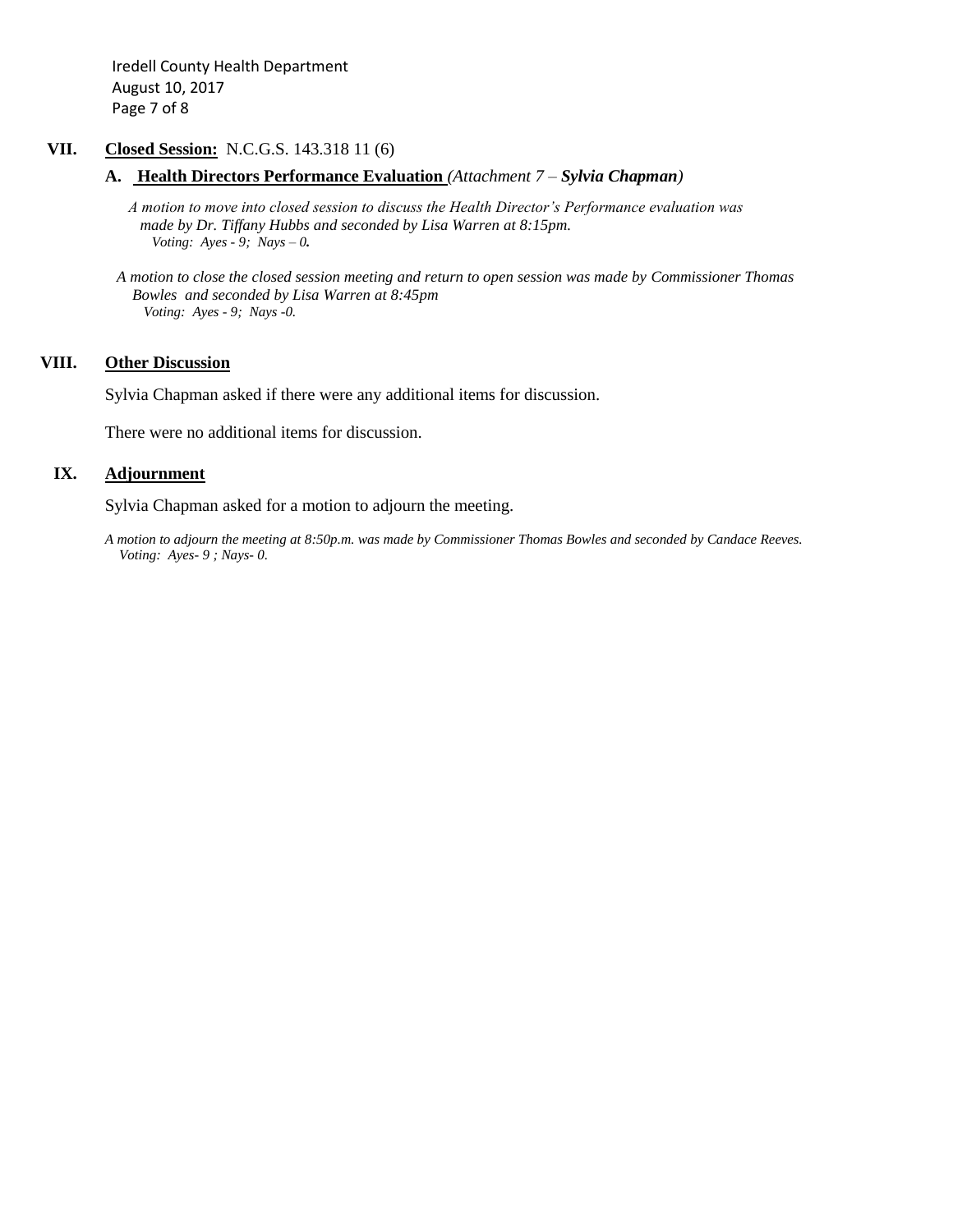## VII. Closed Session: N.C.G.S. 143.318 11 (6)

### A. Health Directors Performance Evaluation *(Attachment 7 – **Sylvia Chapman**)*

*A motion to move into closed session to discuss the Health Director's Performance evaluation was made by Dr. Tiffany Hubbs and seconded by Lisa Warren at 8:15pm.*
*Voting: Ayes - 9; Nays – 0.*

*A motion to close the closed session meeting and return to open session was made by Commissioner Thomas Bowles and seconded by Lisa Warren at 8:45pm*
*Voting: Ayes - 9; Nays -0.*

## VIII. Other Discussion

Sylvia Chapman asked if there were any additional items for discussion.

There were no additional items for discussion.

## IX. Adjournment

Sylvia Chapman asked for a motion to adjourn the meeting.

*A motion to adjourn the meeting at 8:50p.m. was made by Commissioner Thomas Bowles and seconded by Candace Reeves.*
*Voting: Ayes- 9 ; Nays- 0.*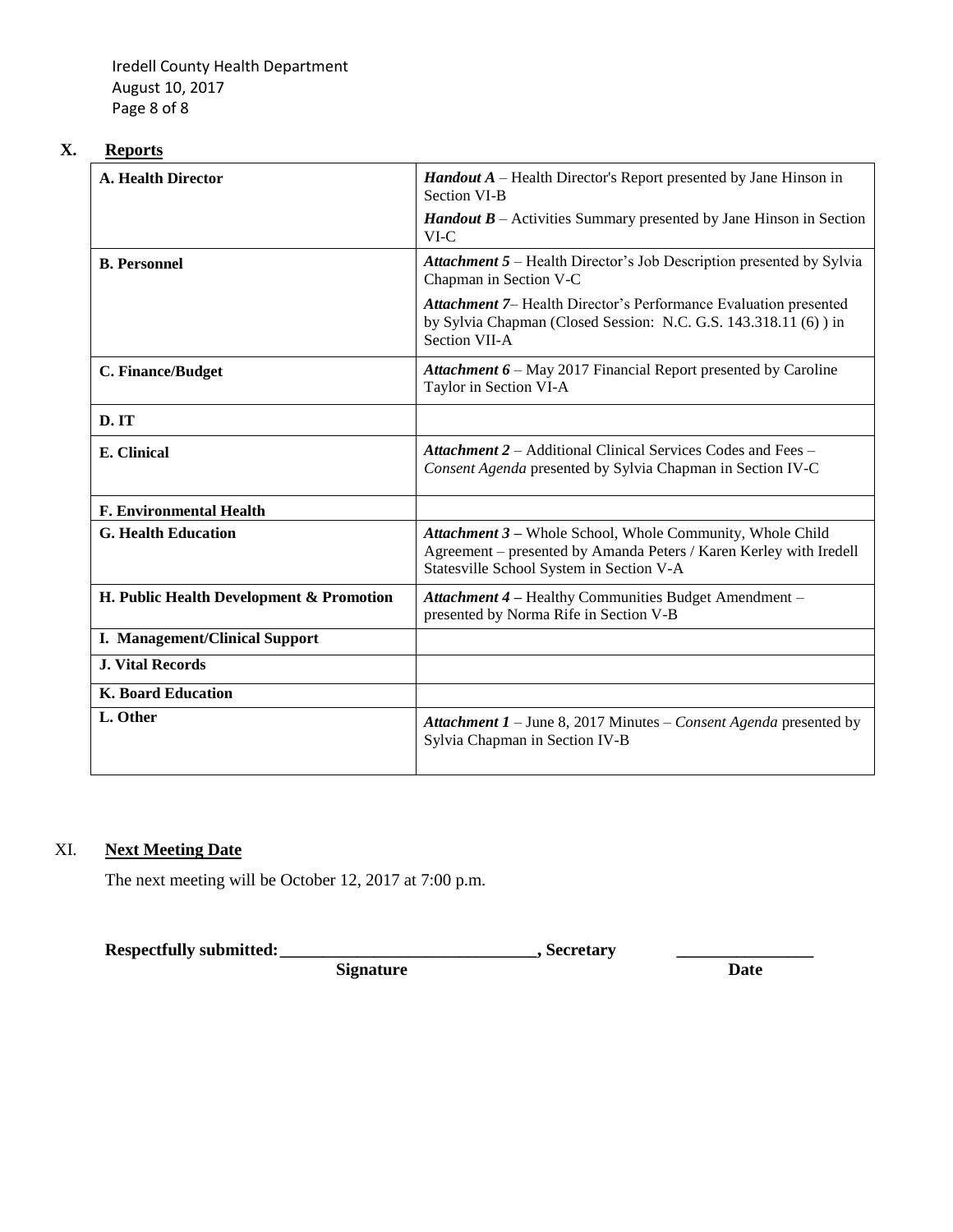## X. Reports

| | |
|---|---|
| **A. Health Director** | ***Handout A*** – Health Director's Report presented by Jane Hinson in Section VI-B<br>***Handout B*** – Activities Summary presented by Jane Hinson in Section VI-C |
| **B. Personnel** | ***Attachment 5*** – Health Director's Job Description presented by Sylvia Chapman in Section V-C<br>***Attachment 7***– Health Director's Performance Evaluation presented by Sylvia Chapman (Closed Session: N.C. G.S. 143.318.11 (6) ) in Section VII-A |
| **C. Finance/Budget** | ***Attachment 6*** – May 2017 Financial Report presented by Caroline Taylor in Section VI-A |
| **D. IT** | |
| **E. Clinical** | ***Attachment 2*** – Additional Clinical Services Codes and Fees – *Consent Agenda* presented by Sylvia Chapman in Section IV-C |
| **F. Environmental Health** | |
| **G. Health Education** | ***Attachment 3 –*** Whole School, Whole Community, Whole Child Agreement – presented by Amanda Peters / Karen Kerley with Iredell Statesville School System in Section V-A |
| **H. Public Health Development & Promotion** | ***Attachment 4 –*** Healthy Communities Budget Amendment – presented by Norma Rife in Section V-B |
| **I. Management/Clinical Support** | |
| **J. Vital Records** | |
| **K. Board Education** | |
| **L. Other** | ***Attachment 1*** – June 8, 2017 Minutes – *Consent Agenda* presented by Sylvia Chapman in Section IV-B |

## XI. Next Meeting Date

The next meeting will be October 12, 2017 at 7:00 p.m.

**Respectfully submitted:\_\_\_\_\_\_\_\_\_\_\_\_\_\_\_\_\_\_\_\_\_\_\_\_\_\_\_\_\_\_, Secretary** \_\_\_\_\_\_\_\_\_\_\_\_\_\_\_\_

**Signature** **Date**